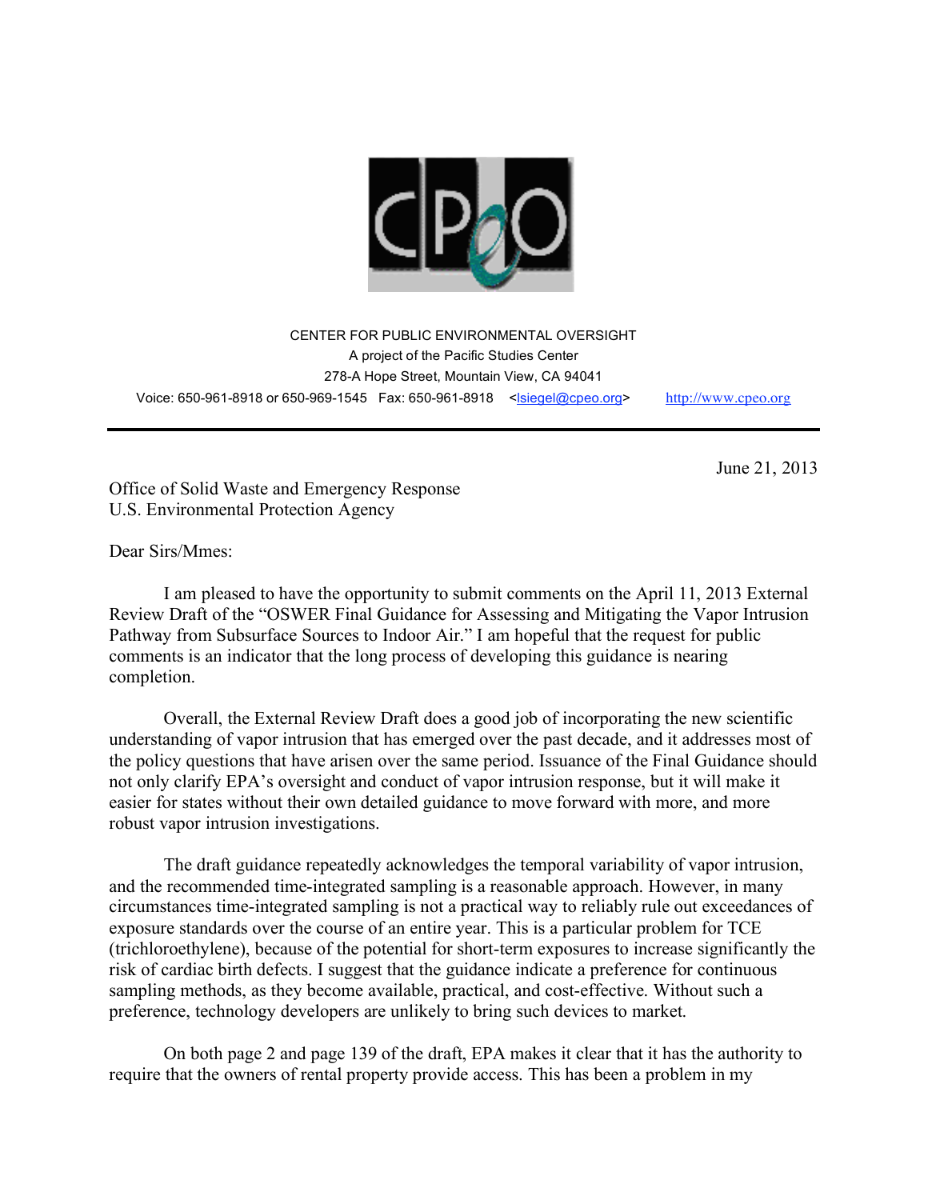CENTER FOR PUBLIC ENVIRONMENTAL OVERSIGHT
A project of the Pacific Studies Center
278-A Hope Street, Mountain View, CA 94041
Voice: 650-961-8918 or 650-969-1545 Fax: 650-961-8918 <lsiegel@cpeo.org> http://www.cpeo.org

---

June 21, 2013

Office of Solid Waste and Emergency Response
U.S. Environmental Protection Agency

Dear Sirs/Mmes:

I am pleased to have the opportunity to submit comments on the April 11, 2013 External Review Draft of the "OSWER Final Guidance for Assessing and Mitigating the Vapor Intrusion Pathway from Subsurface Sources to Indoor Air." I am hopeful that the request for public comments is an indicator that the long process of developing this guidance is nearing completion.

Overall, the External Review Draft does a good job of incorporating the new scientific understanding of vapor intrusion that has emerged over the past decade, and it addresses most of the policy questions that have arisen over the same period. Issuance of the Final Guidance should not only clarify EPA's oversight and conduct of vapor intrusion response, but it will make it easier for states without their own detailed guidance to move forward with more, and more robust vapor intrusion investigations.

The draft guidance repeatedly acknowledges the temporal variability of vapor intrusion, and the recommended time-integrated sampling is a reasonable approach. However, in many circumstances time-integrated sampling is not a practical way to reliably rule out exceedances of exposure standards over the course of an entire year. This is a particular problem for TCE (trichloroethylene), because of the potential for short-term exposures to increase significantly the risk of cardiac birth defects. I suggest that the guidance indicate a preference for continuous sampling methods, as they become available, practical, and cost-effective. Without such a preference, technology developers are unlikely to bring such devices to market.

On both page 2 and page 139 of the draft, EPA makes it clear that it has the authority to require that the owners of rental property provide access. This has been a problem in my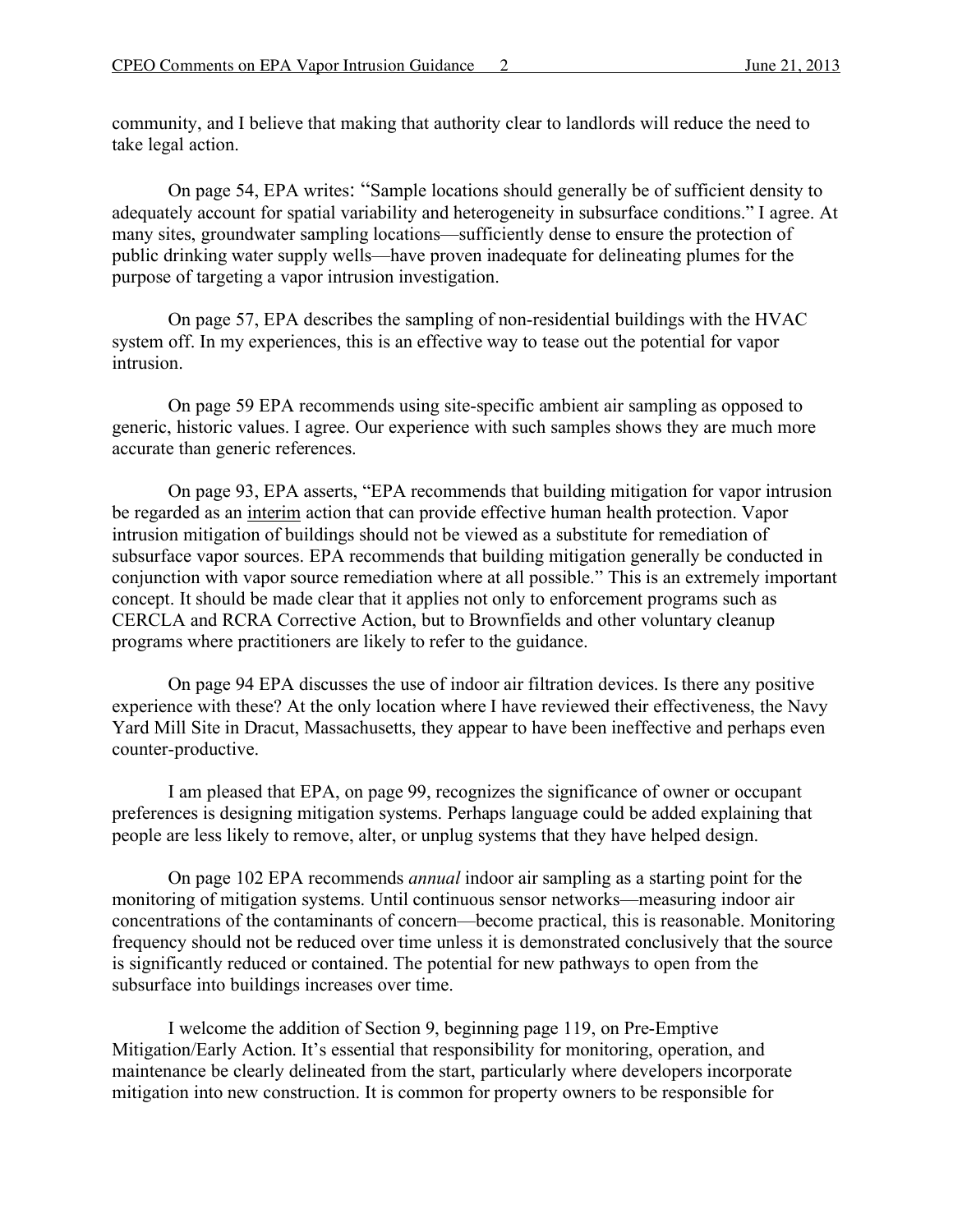community, and I believe that making that authority clear to landlords will reduce the need to take legal action.

On page 54, EPA writes: "Sample locations should generally be of sufficient density to adequately account for spatial variability and heterogeneity in subsurface conditions." I agree. At many sites, groundwater sampling locations—sufficiently dense to ensure the protection of public drinking water supply wells—have proven inadequate for delineating plumes for the purpose of targeting a vapor intrusion investigation.

On page 57, EPA describes the sampling of non-residential buildings with the HVAC system off. In my experiences, this is an effective way to tease out the potential for vapor intrusion.

On page 59 EPA recommends using site-specific ambient air sampling as opposed to generic, historic values. I agree. Our experience with such samples shows they are much more accurate than generic references.

On page 93, EPA asserts, "EPA recommends that building mitigation for vapor intrusion be regarded as an interim action that can provide effective human health protection. Vapor intrusion mitigation of buildings should not be viewed as a substitute for remediation of subsurface vapor sources. EPA recommends that building mitigation generally be conducted in conjunction with vapor source remediation where at all possible." This is an extremely important concept. It should be made clear that it applies not only to enforcement programs such as CERCLA and RCRA Corrective Action, but to Brownfields and other voluntary cleanup programs where practitioners are likely to refer to the guidance.

On page 94 EPA discusses the use of indoor air filtration devices. Is there any positive experience with these? At the only location where I have reviewed their effectiveness, the Navy Yard Mill Site in Dracut, Massachusetts, they appear to have been ineffective and perhaps even counter-productive.

I am pleased that EPA, on page 99, recognizes the significance of owner or occupant preferences is designing mitigation systems. Perhaps language could be added explaining that people are less likely to remove, alter, or unplug systems that they have helped design.

On page 102 EPA recommends *annual* indoor air sampling as a starting point for the monitoring of mitigation systems. Until continuous sensor networks—measuring indoor air concentrations of the contaminants of concern—become practical, this is reasonable. Monitoring frequency should not be reduced over time unless it is demonstrated conclusively that the source is significantly reduced or contained. The potential for new pathways to open from the subsurface into buildings increases over time.

I welcome the addition of Section 9, beginning page 119, on Pre-Emptive Mitigation/Early Action. It's essential that responsibility for monitoring, operation, and maintenance be clearly delineated from the start, particularly where developers incorporate mitigation into new construction. It is common for property owners to be responsible for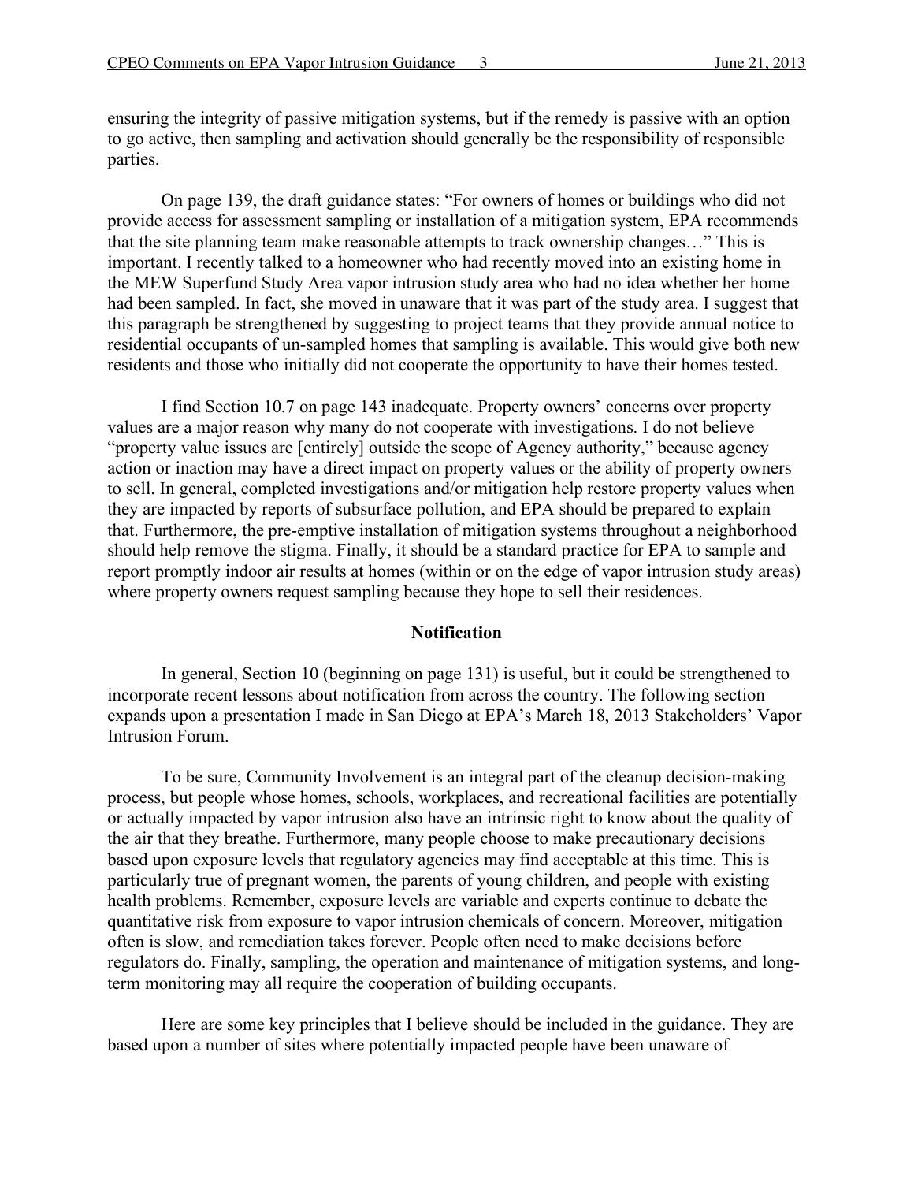ensuring the integrity of passive mitigation systems, but if the remedy is passive with an option to go active, then sampling and activation should generally be the responsibility of responsible parties.

On page 139, the draft guidance states: "For owners of homes or buildings who did not provide access for assessment sampling or installation of a mitigation system, EPA recommends that the site planning team make reasonable attempts to track ownership changes…" This is important. I recently talked to a homeowner who had recently moved into an existing home in the MEW Superfund Study Area vapor intrusion study area who had no idea whether her home had been sampled. In fact, she moved in unaware that it was part of the study area. I suggest that this paragraph be strengthened by suggesting to project teams that they provide annual notice to residential occupants of un-sampled homes that sampling is available. This would give both new residents and those who initially did not cooperate the opportunity to have their homes tested.

I find Section 10.7 on page 143 inadequate. Property owners' concerns over property values are a major reason why many do not cooperate with investigations. I do not believe "property value issues are [entirely] outside the scope of Agency authority," because agency action or inaction may have a direct impact on property values or the ability of property owners to sell. In general, completed investigations and/or mitigation help restore property values when they are impacted by reports of subsurface pollution, and EPA should be prepared to explain that. Furthermore, the pre-emptive installation of mitigation systems throughout a neighborhood should help remove the stigma. Finally, it should be a standard practice for EPA to sample and report promptly indoor air results at homes (within or on the edge of vapor intrusion study areas) where property owners request sampling because they hope to sell their residences.

## Notification

In general, Section 10 (beginning on page 131) is useful, but it could be strengthened to incorporate recent lessons about notification from across the country. The following section expands upon a presentation I made in San Diego at EPA's March 18, 2013 Stakeholders' Vapor Intrusion Forum.

To be sure, Community Involvement is an integral part of the cleanup decision-making process, but people whose homes, schools, workplaces, and recreational facilities are potentially or actually impacted by vapor intrusion also have an intrinsic right to know about the quality of the air that they breathe. Furthermore, many people choose to make precautionary decisions based upon exposure levels that regulatory agencies may find acceptable at this time. This is particularly true of pregnant women, the parents of young children, and people with existing health problems. Remember, exposure levels are variable and experts continue to debate the quantitative risk from exposure to vapor intrusion chemicals of concern. Moreover, mitigation often is slow, and remediation takes forever. People often need to make decisions before regulators do. Finally, sampling, the operation and maintenance of mitigation systems, and long-term monitoring may all require the cooperation of building occupants.

Here are some key principles that I believe should be included in the guidance. They are based upon a number of sites where potentially impacted people have been unaware of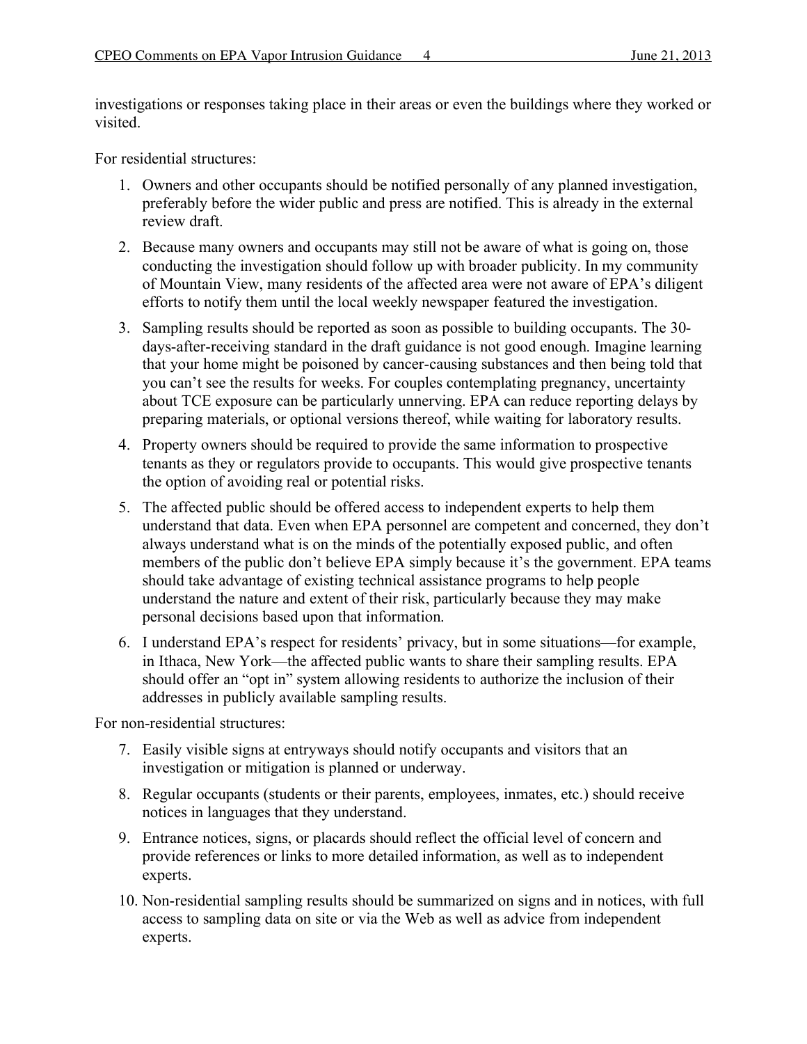investigations or responses taking place in their areas or even the buildings where they worked or visited.

For residential structures:

1. Owners and other occupants should be notified personally of any planned investigation, preferably before the wider public and press are notified. This is already in the external review draft.
2. Because many owners and occupants may still not be aware of what is going on, those conducting the investigation should follow up with broader publicity. In my community of Mountain View, many residents of the affected area were not aware of EPA's diligent efforts to notify them until the local weekly newspaper featured the investigation.
3. Sampling results should be reported as soon as possible to building occupants. The 30-days-after-receiving standard in the draft guidance is not good enough. Imagine learning that your home might be poisoned by cancer-causing substances and then being told that you can't see the results for weeks. For couples contemplating pregnancy, uncertainty about TCE exposure can be particularly unnerving. EPA can reduce reporting delays by preparing materials, or optional versions thereof, while waiting for laboratory results.
4. Property owners should be required to provide the same information to prospective tenants as they or regulators provide to occupants. This would give prospective tenants the option of avoiding real or potential risks.
5. The affected public should be offered access to independent experts to help them understand that data. Even when EPA personnel are competent and concerned, they don't always understand what is on the minds of the potentially exposed public, and often members of the public don't believe EPA simply because it's the government. EPA teams should take advantage of existing technical assistance programs to help people understand the nature and extent of their risk, particularly because they may make personal decisions based upon that information.
6. I understand EPA's respect for residents' privacy, but in some situations—for example, in Ithaca, New York—the affected public wants to share their sampling results. EPA should offer an "opt in" system allowing residents to authorize the inclusion of their addresses in publicly available sampling results.

For non-residential structures:

7. Easily visible signs at entryways should notify occupants and visitors that an investigation or mitigation is planned or underway.
8. Regular occupants (students or their parents, employees, inmates, etc.) should receive notices in languages that they understand.
9. Entrance notices, signs, or placards should reflect the official level of concern and provide references or links to more detailed information, as well as to independent experts.
10. Non-residential sampling results should be summarized on signs and in notices, with full access to sampling data on site or via the Web as well as advice from independent experts.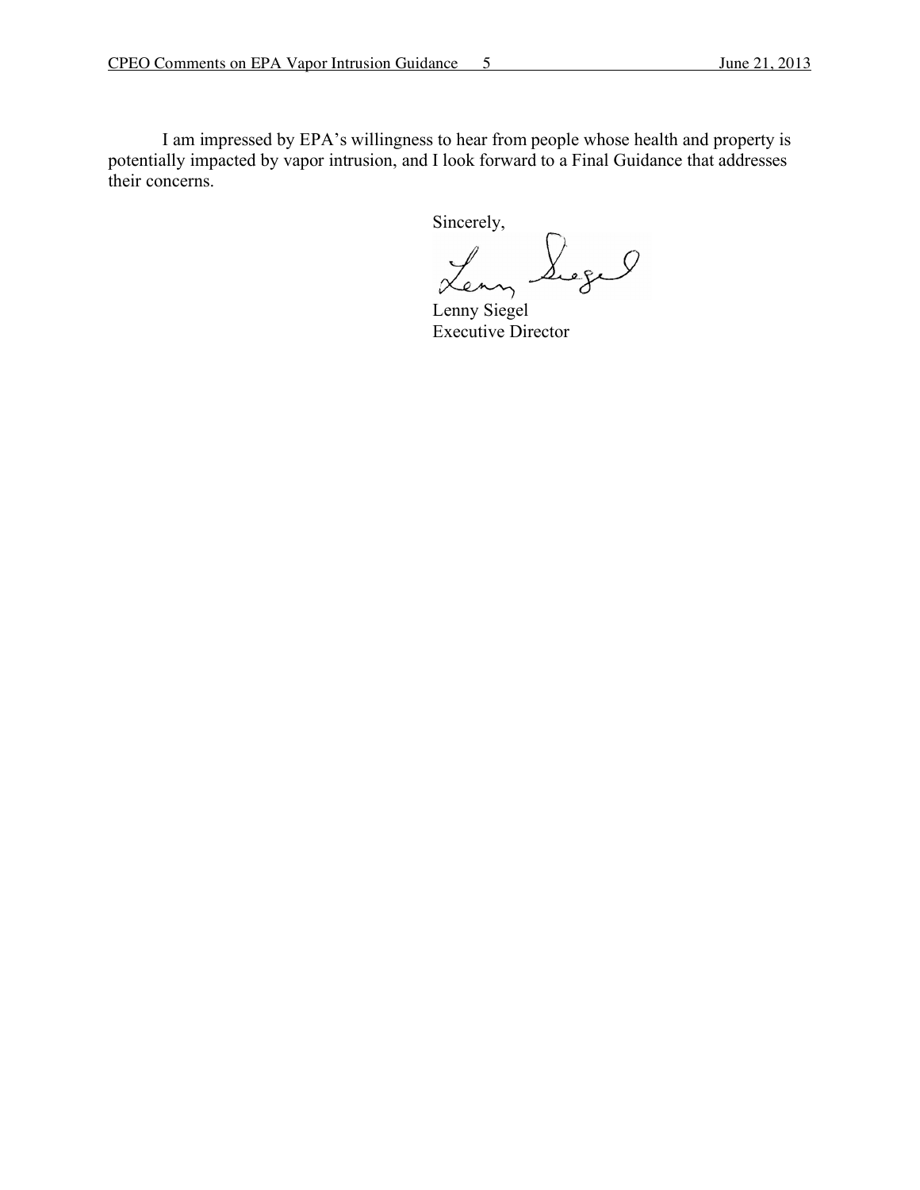I am impressed by EPA's willingness to hear from people whose health and property is potentially impacted by vapor intrusion, and I look forward to a Final Guidance that addresses their concerns.

Sincerely,

Lenny Siegel
Executive Director